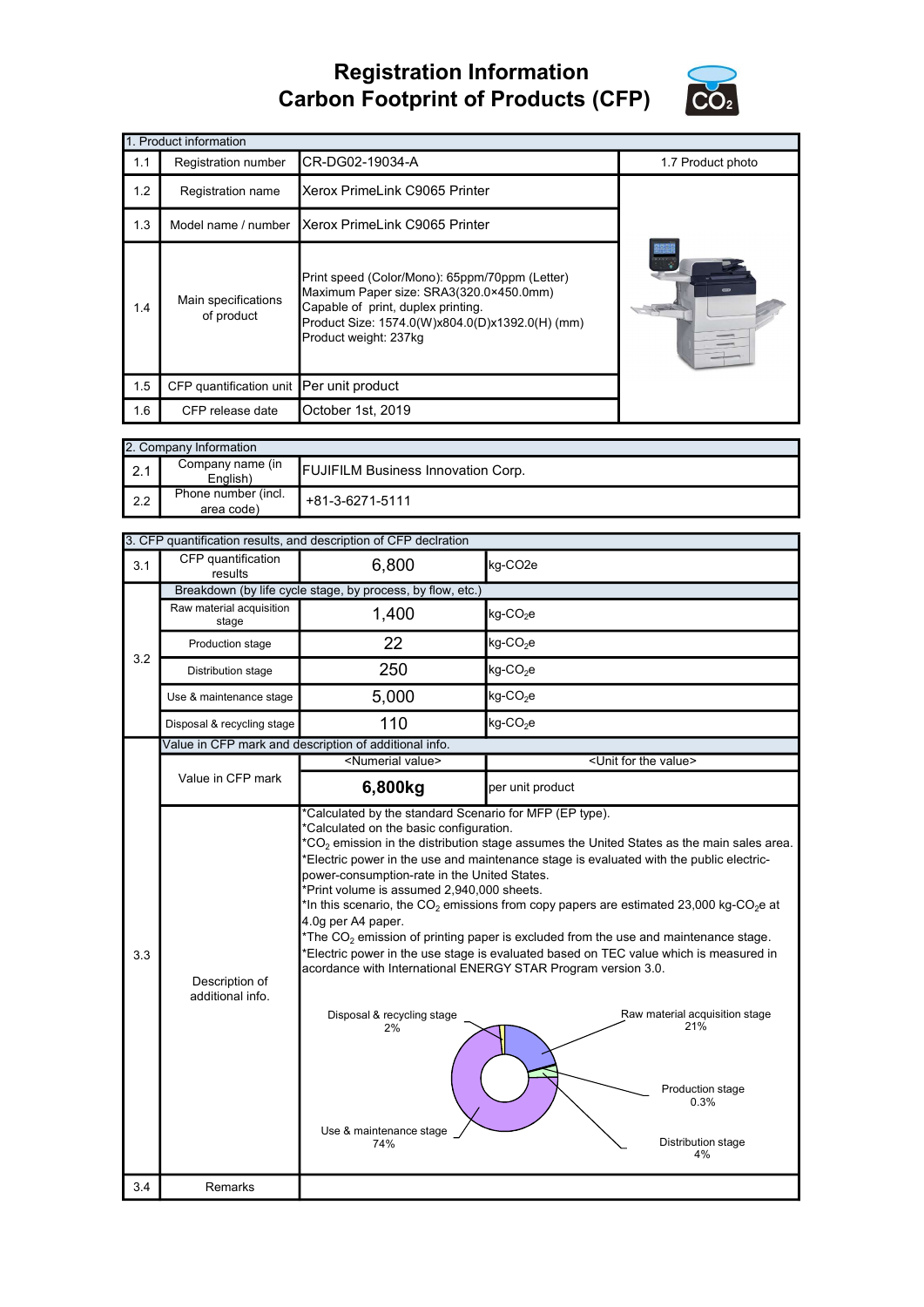# Registration Information
# Carbon Footprint of Products (CFP)

| 1. Product information | | | |
|---|---|---|---|
| 1.1 | Registration number | CR-DG02-19034-A | 1.7 Product photo |
| 1.2 | Registration name | Xerox PrimeLink C9065 Printer | |
| 1.3 | Model name / number | Xerox PrimeLink C9065 Printer | |
| 1.4 | Main specifications of product | Print speed (Color/Mono): 65ppm/70ppm (Letter)<br>Maximum Paper size: SRA3(320.0×450.0mm)<br>Capable of print, duplex printing.<br>Product Size: 1574.0(W)x804.0(D)x1392.0(H) (mm)<br>Product weight: 237kg | |
| 1.5 | CFP quantification unit | Per unit product | |
| 1.6 | CFP release date | October 1st, 2019 | |

| 2. Company Information | | |
|---|---|---|
| 2.1 | Company name (in English) | FUJIFILM Business Innovation Corp. |
| 2.2 | Phone number (incl. area code) | +81-3-6271-5111 |

| 3. CFP quantification results, and description of CFP declration | | | |
|---|---|---|---|
| 3.1 | CFP quantification results | 6,800 | kg-CO2e |
| 3.2 | Breakdown (by life cycle stage, by process, by flow, etc.) | | |
| | Raw material acquisition stage | 1,400 | kg-$CO_2$e |
| | Production stage | 22 | kg-$CO_2$e |
| | Distribution stage | 250 | kg-$CO_2$e |
| | Use & maintenance stage | 5,000 | kg-$CO_2$e |
| | Disposal & recycling stage | 110 | kg-$CO_2$e |
| 3.3 | Value in CFP mark and description of additional info. | | |
| | Value in CFP mark | <Numerial value> | <Unit for the value> |
| | | **6,800kg** | per unit product |
| | Description of additional info. | *Calculated by the standard Scenario for MFP (EP type).<br>*Calculated on the basic configuration.<br>*$CO_2$ emission in the distribution stage assumes the United States as the main sales area.<br>*Electric power in the use and maintenance stage is evaluated with the public electric-power-consumption-rate in the United States.<br>*Print volume is assumed 2,940,000 sheets.<br>*In this scenario, the $CO_2$ emissions from copy papers are estimated 23,000 kg-$CO_2$e at 4.0g per A4 paper.<br>*The $CO_2$ emission of printing paper is excluded from the use and maintenance stage.<br>*Electric power in the use stage is evaluated based on TEC value which is measured in acordance with International ENERGY STAR Program version 3.0.<br><br>Disposal & recycling stage 2%<br>Raw material acquisition stage 21%<br>Production stage 0.3%<br>Distribution stage 4%<br>Use & maintenance stage 74% | |
| 3.4 | Remarks | | |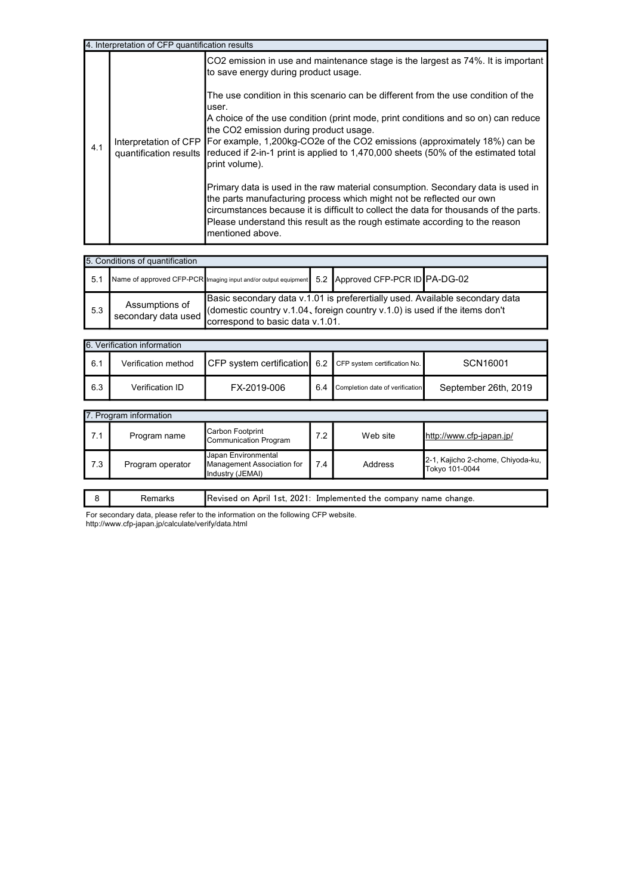| 4. Interpretation of CFP quantification results | | |
|---|---|---|
| 4.1 | Interpretation of CFP quantification results | $CO_2$ emission in use and maintenance stage is the largest as 74%. It is important to save energy during product usage.<br><br>The use condition in this scenario can be different from the use condition of the user.<br>A choice of the use condition (print mode, print conditions and so on) can reduce the $CO_2$ emission during product usage.<br>For example, 1,200kg-CO2e of the $CO_2$ emissions (approximately 18%) can be reduced if 2-in-1 print is applied to 1,470,000 sheets (50% of the estimated total print volume).<br><br>Primary data is used in the raw material consumption. Secondary data is used in the parts manufacturing process which might not be reflected our own circumstances because it is difficult to collect the data for thousands of the parts.<br>Please understand this result as the rough estimate according to the reason mentioned above. |

| 5. Conditions of quantification | | | | | |
|---|---|---|---|---|---|
| 5.1 | Name of approved CFP-PCR | Imaging input and/or output equipment | 5.2 | Approved CFP-PCR ID | PA-DG-02 |
| 5.3 | Assumptions of secondary data used | Basic secondary data v.1.01 is preferertially used. Available secondary data (domestic country v.1.04、foreign country v.1.0) is used if the items don't correspond to basic data v.1.01. | | | |

| 6. Verification information | | | | | |
|---|---|---|---|---|---|
| 6.1 | Verification method | CFP system certification | 6.2 | CFP system certification No. | SCN16001 |
| 6.3 | Verification ID | FX-2019-006 | 6.4 | Completion date of verification | September 26th, 2019 |

| 7. Program information | | | | | |
|---|---|---|---|---|---|
| 7.1 | Program name | Carbon Footprint Communication Program | 7.2 | Web site | http://www.cfp-japan.jp/ |
| 7.3 | Program operator | Japan Environmental Management Association for Industry (JEMAI) | 7.4 | Address | 2-1, Kajicho 2-chome, Chiyoda-ku, Tokyo 101-0044 |

| | | |
|---|---|---|
| 8 | Remarks | Revised on April 1st, 2021: Implemented the company name change. |

For secondary data, please refer to the information on the following CFP website.
http://www.cfp-japan.jp/calculate/verify/data.html